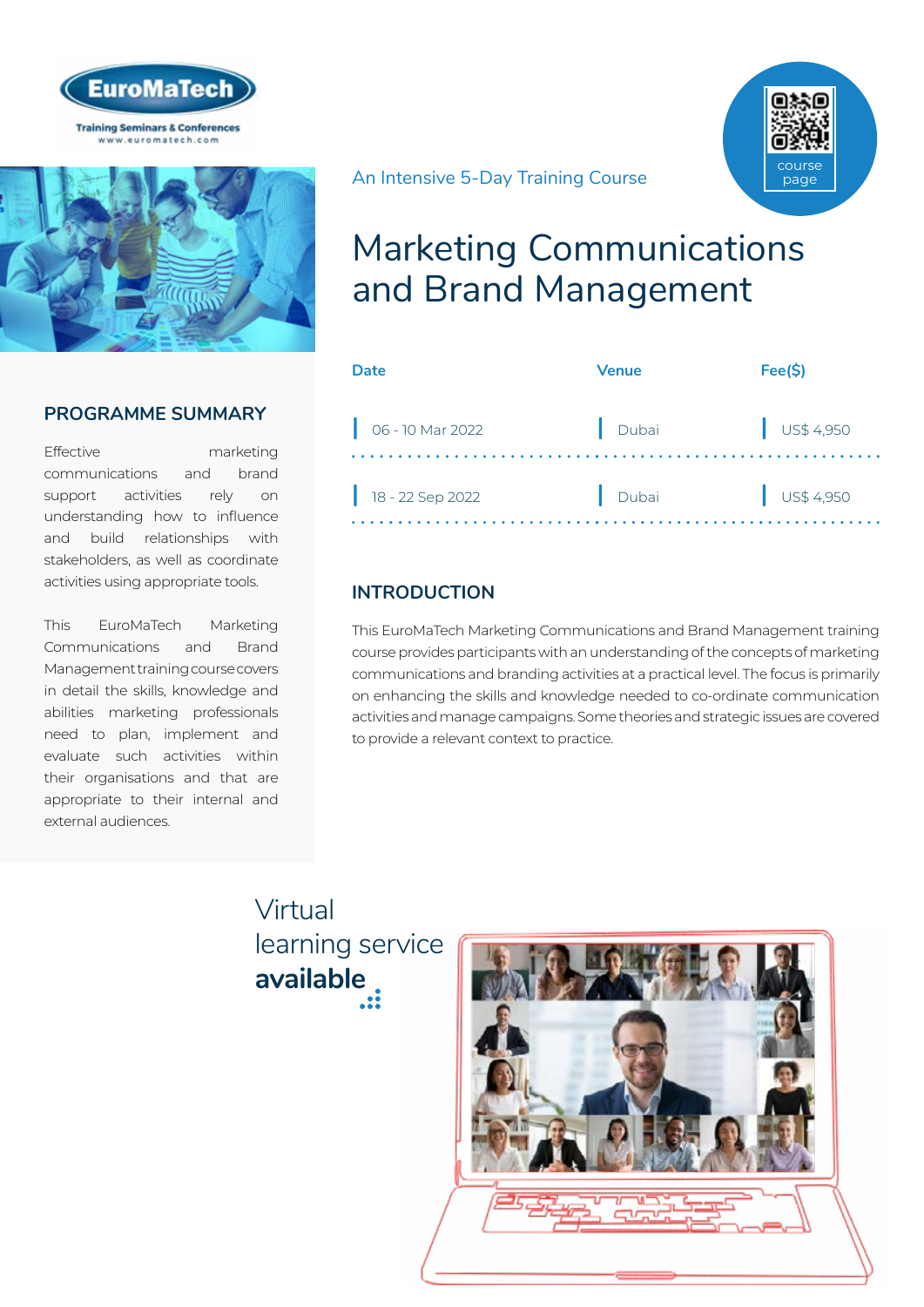EuroMaTech

Training Seminars & Conferences
www.euromatech.com

An Intensive 5-Day Training Course

course page

# Marketing Communications and Brand Management

| Date | Venue | Fee($) |
|---|---|---|
| 06 - 10 Mar 2022 | Dubai | US$ 4,950 |
| 18 - 22 Sep 2022 | Dubai | US$ 4,950 |

## PROGRAMME SUMMARY

Effective marketing communications and brand support activities rely on understanding how to influence and build relationships with stakeholders, as well as coordinate activities using appropriate tools.

This EuroMaTech Marketing Communications and Brand Management training course covers in detail the skills, knowledge and abilities marketing professionals need to plan, implement and evaluate such activities within their organisations and that are appropriate to their internal and external audiences.

## INTRODUCTION

This EuroMaTech Marketing Communications and Brand Management training course provides participants with an understanding of the concepts of marketing communications and branding activities at a practical level. The focus is primarily on enhancing the skills and knowledge needed to co-ordinate communication activities and manage campaigns. Some theories and strategic issues are covered to provide a relevant context to practice.

Virtual learning service **available**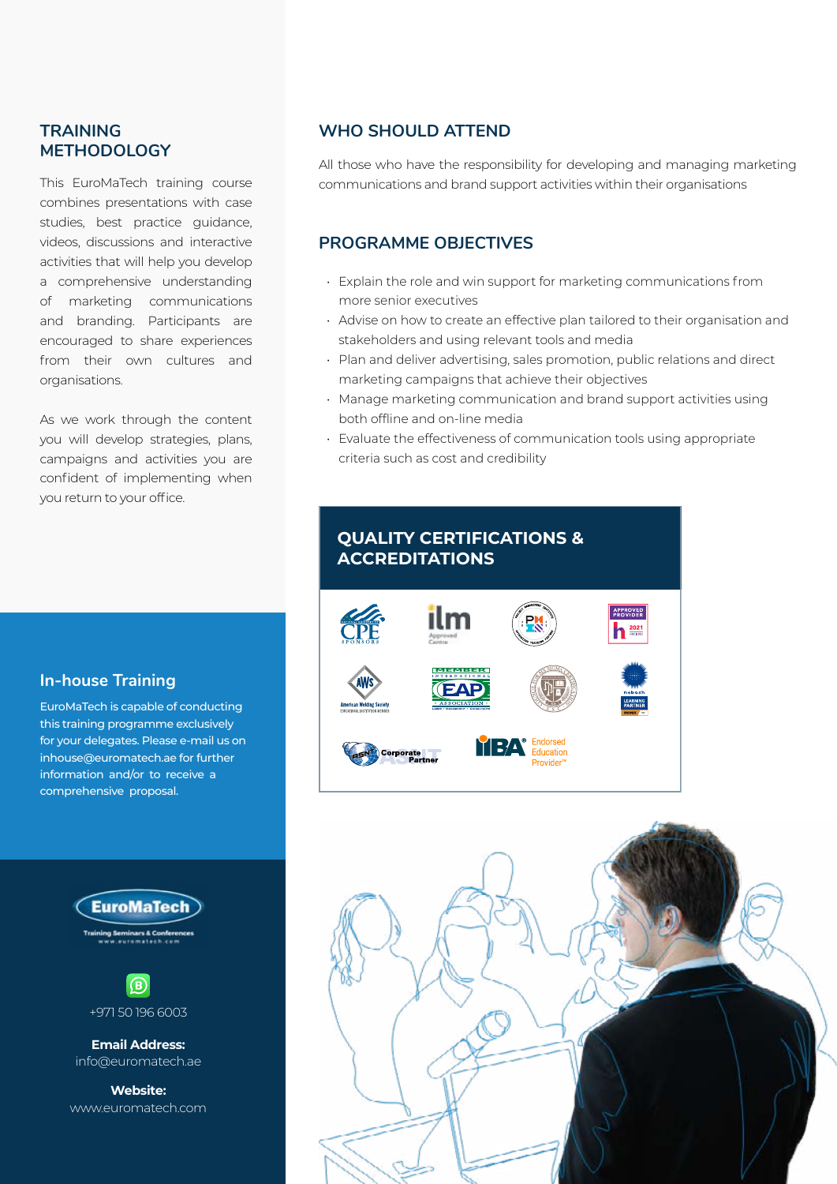## TRAINING METHODOLOGY

This EuroMaTech training course combines presentations with case studies, best practice guidance, videos, discussions and interactive activities that will help you develop a comprehensive understanding of marketing communications and branding. Participants are encouraged to share experiences from their own cultures and organisations.

As we work through the content you will develop strategies, plans, campaigns and activities you are confident of implementing when you return to your office.

## WHO SHOULD ATTEND

All those who have the responsibility for developing and managing marketing communications and brand support activities within their organisations

## PROGRAMME OBJECTIVES

- Explain the role and win support for marketing communications from more senior executives
- Advise on how to create an effective plan tailored to their organisation and stakeholders and using relevant tools and media
- Plan and deliver advertising, sales promotion, public relations and direct marketing campaigns that achieve their objectives
- Manage marketing communication and brand support activities using both offline and on-line media
- Evaluate the effectiveness of communication tools using appropriate criteria such as cost and credibility

## QUALITY CERTIFICATIONS & ACCREDITATIONS

## In-house Training

EuroMaTech is capable of conducting this training programme exclusively for your delegates. Please e-mail us on inhouse@euromatech.ae for further information and/or to receive a comprehensive proposal.

EuroMaTech
Training Seminars & Conferences
www.euromatech.com

+971 50 196 6003

**Email Address:**
info@euromatech.ae

**Website:**
www.euromatech.com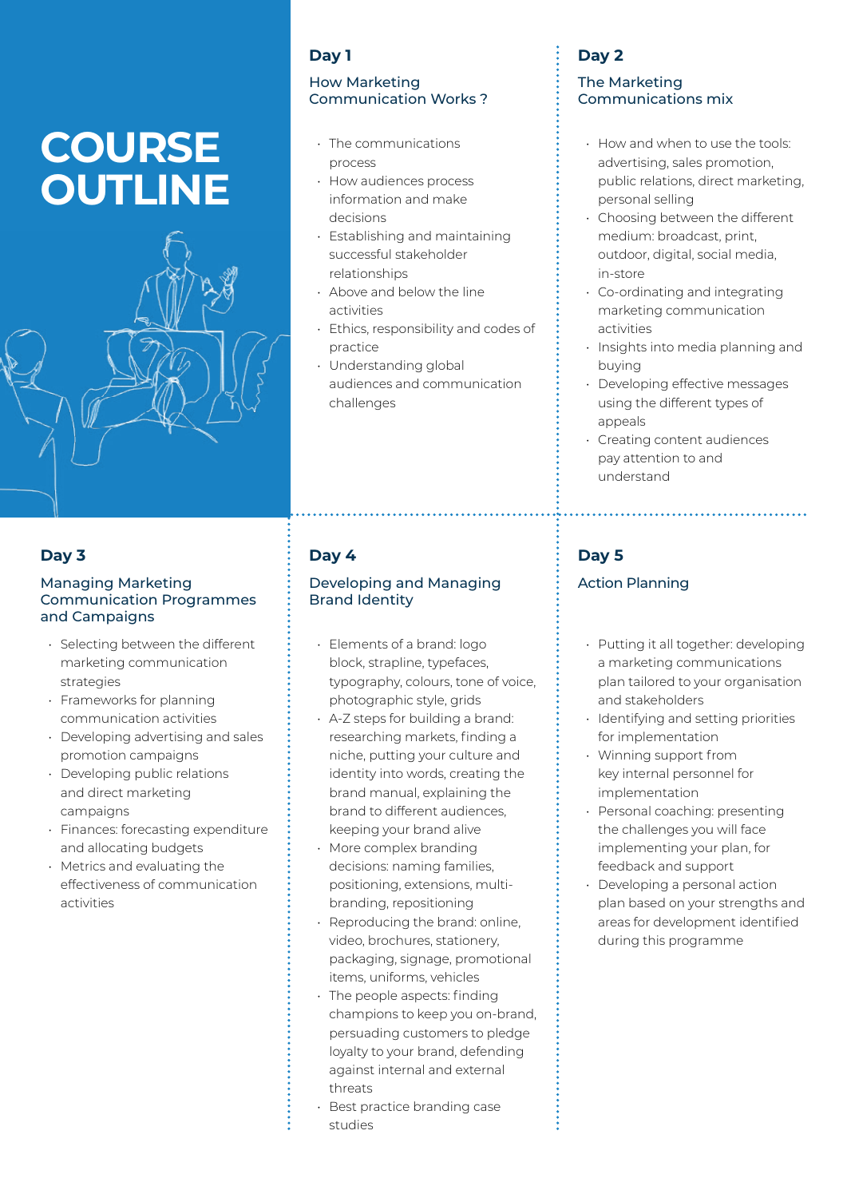# COURSE OUTLINE

## Day 1

### How Marketing Communication Works ?

- The communications process
- How audiences process information and make decisions
- Establishing and maintaining successful stakeholder relationships
- Above and below the line activities
- Ethics, responsibility and codes of practice
- Understanding global audiences and communication challenges

## Day 2

### The Marketing Communications mix

- How and when to use the tools: advertising, sales promotion, public relations, direct marketing, personal selling
- Choosing between the different medium: broadcast, print, outdoor, digital, social media, in-store
- Co-ordinating and integrating marketing communication activities
- Insights into media planning and buying
- Developing effective messages using the different types of appeals
- Creating content audiences pay attention to and understand

## Day 3

### Managing Marketing Communication Programmes and Campaigns

- Selecting between the different marketing communication strategies
- Frameworks for planning communication activities
- Developing advertising and sales promotion campaigns
- Developing public relations and direct marketing campaigns
- Finances: forecasting expenditure and allocating budgets
- Metrics and evaluating the effectiveness of communication activities

## Day 4

### Developing and Managing Brand Identity

- Elements of a brand: logo block, strapline, typefaces, typography, colours, tone of voice, photographic style, grids
- A-Z steps for building a brand: researching markets, finding a niche, putting your culture and identity into words, creating the brand manual, explaining the brand to different audiences, keeping your brand alive
- More complex branding decisions: naming families, positioning, extensions, multi-branding, repositioning
- Reproducing the brand: online, video, brochures, stationery, packaging, signage, promotional items, uniforms, vehicles
- The people aspects: finding champions to keep you on-brand, persuading customers to pledge loyalty to your brand, defending against internal and external threats
- Best practice branding case studies

## Day 5

### Action Planning

- Putting it all together: developing a marketing communications plan tailored to your organisation and stakeholders
- Identifying and setting priorities for implementation
- Winning support from key internal personnel for implementation
- Personal coaching: presenting the challenges you will face implementing your plan, for feedback and support
- Developing a personal action plan based on your strengths and areas for development identified during this programme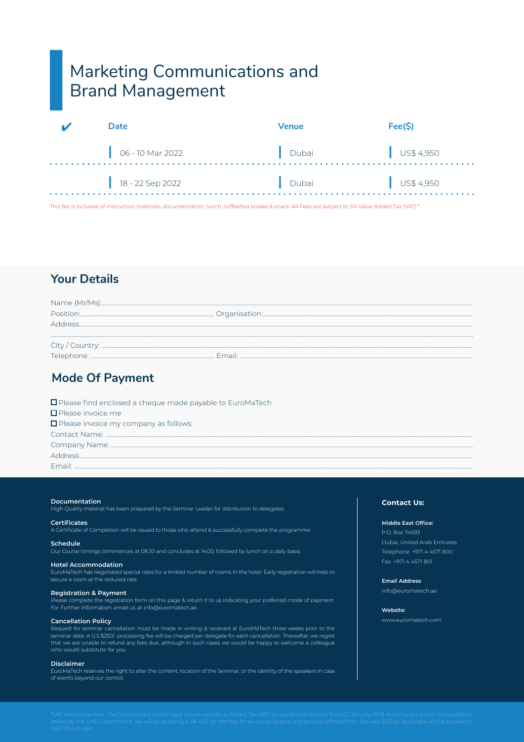# Marketing Communications and Brand Management

| ✔ | Date | Venue | Fee($) |
|---|---|---|---|
| | 06 - 10 Mar 2022 | Dubai | US$ 4,950 |
| | 18 - 22 Sep 2022 | Dubai | US$ 4,950 |

This fee is inclusive of instruction materials, documentation, lunch, coffee/tea breaks & snack. All Fees are subject to 5% Value Added Tax (VAT)*

## Your Details

Name (Mr/Ms):......................................................................................................................................................

Position:............................................................................ Organisation:.............................................................................

Address:......................................................................................................................................................

City / Country: ......................................................................................................................................................

Telephone: ............................................................................ Email: .............................................................................

## Mode Of Payment

☐ Please find enclosed a cheque made payable to EuroMaTech

☐ Please invoice me

☐ Please invoice my company as follows:

Contact Name: ......................................................................................................................................................

Company Name: ......................................................................................................................................................

Address:......................................................................................................................................................

Email: ......................................................................................................................................................

**Documentation**
High Quality material has been prepared by the Seminar Leader for distribution to delegates.

**Certificates**
A Certificate of Completion will be issued to those who attend & successfully complete the programme.

**Schedule**
Our Course timings commences at 08:30 and concludes at 14:00, followed by lunch on a daily basis.

**Hotel Accommodation**
EuroMaTech has negotiated special rates for a limited number of rooms in the hotel. Early registration will help to secure a room at the reduced rate.

**Registration & Payment**
Please complete the registration form on this page & return it to us indicating your preferred mode of payment. For Further Information, email us at info@euromatech.ae.

**Cancellation Policy**
Request for seminar cancellation must be made in writing & received at EuroMaTech three weeks prior to the seminar date. A U.S $250/- processing fee will be charged per delegate for each cancellation. Thereafter, we regret that we are unable to refund any fees due, although in such cases we would be happy to welcome a colleague who would substitute for you.

**Disclaimer**
EuroMaTech reserves the right to alter the content, location of the Seminar, or the identity of the speakers in case of events beyond our control.

**Contact Us:**

**Middle East Office:**
P.O. Box 74693
Dubai, United Arab Emirates
Telephone: +971 4 4571 800
Fax: +971 4 4571 801

**Email Address**
info@euromatech.ae

**Website:**
www.euromatech.com

*VAT Announcement: The Government of UAE have introduced Value Added Tax (VAT) on goods and services from 01-January-2018. In compliance with the legislation issued by the UAE Government, we will be applying a 5% VAT on the fees for all our programs and services offered from January 2018 as applicable and stipulated in the FTA circulars.